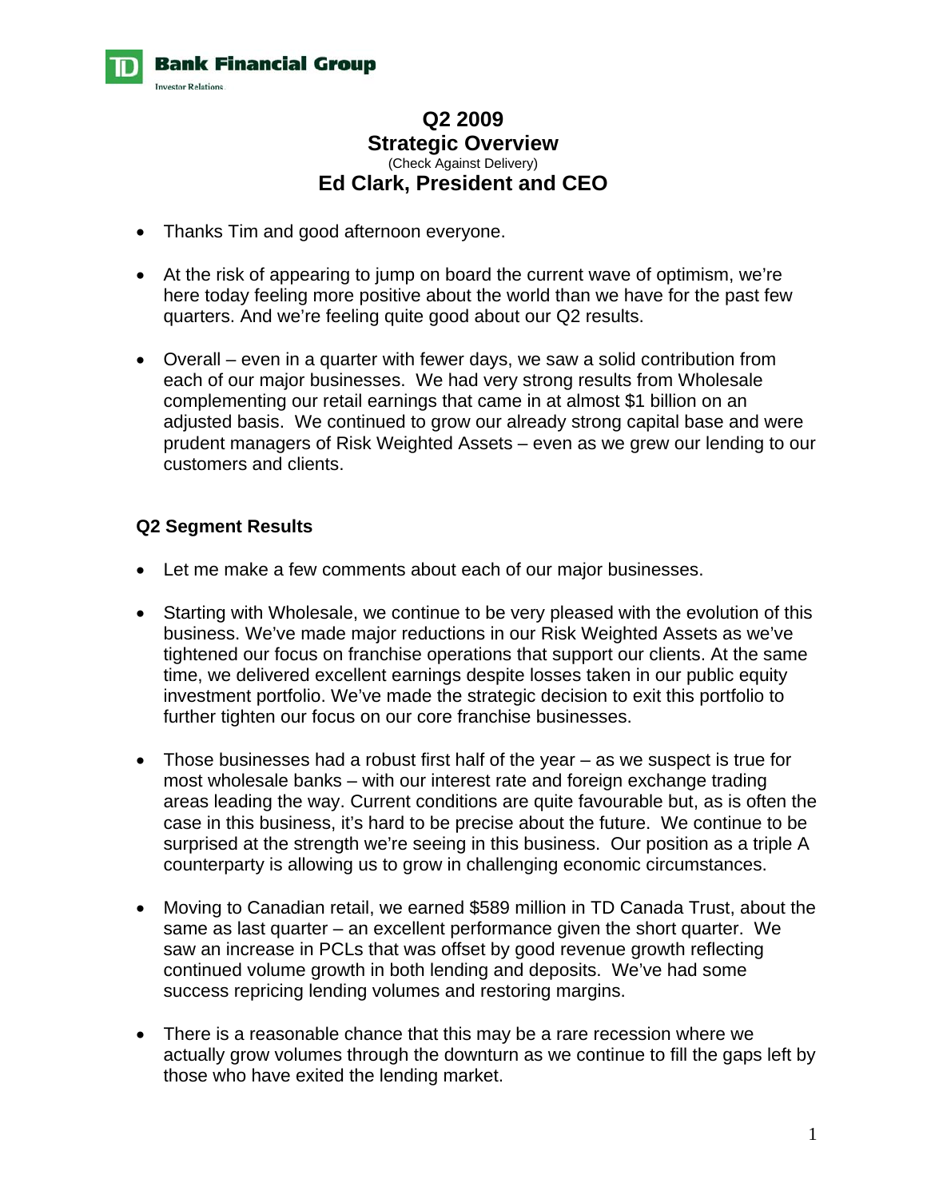TD Bank Financial Group
Investor Relations

# Q2 2009
# Strategic Overview
(Check Against Delivery)
# Ed Clark, President and CEO

- Thanks Tim and good afternoon everyone.

- At the risk of appearing to jump on board the current wave of optimism, we're here today feeling more positive about the world than we have for the past few quarters. And we're feeling quite good about our Q2 results.

- Overall – even in a quarter with fewer days, we saw a solid contribution from each of our major businesses. We had very strong results from Wholesale complementing our retail earnings that came in at almost $1 billion on an adjusted basis. We continued to grow our already strong capital base and were prudent managers of Risk Weighted Assets – even as we grew our lending to our customers and clients.

## Q2 Segment Results

- Let me make a few comments about each of our major businesses.

- Starting with Wholesale, we continue to be very pleased with the evolution of this business. We've made major reductions in our Risk Weighted Assets as we've tightened our focus on franchise operations that support our clients. At the same time, we delivered excellent earnings despite losses taken in our public equity investment portfolio. We've made the strategic decision to exit this portfolio to further tighten our focus on our core franchise businesses.

- Those businesses had a robust first half of the year – as we suspect is true for most wholesale banks – with our interest rate and foreign exchange trading areas leading the way. Current conditions are quite favourable but, as is often the case in this business, it's hard to be precise about the future. We continue to be surprised at the strength we're seeing in this business. Our position as a triple A counterparty is allowing us to grow in challenging economic circumstances.

- Moving to Canadian retail, we earned $589 million in TD Canada Trust, about the same as last quarter – an excellent performance given the short quarter. We saw an increase in PCLs that was offset by good revenue growth reflecting continued volume growth in both lending and deposits. We've had some success repricing lending volumes and restoring margins.

- There is a reasonable chance that this may be a rare recession where we actually grow volumes through the downturn as we continue to fill the gaps left by those who have exited the lending market.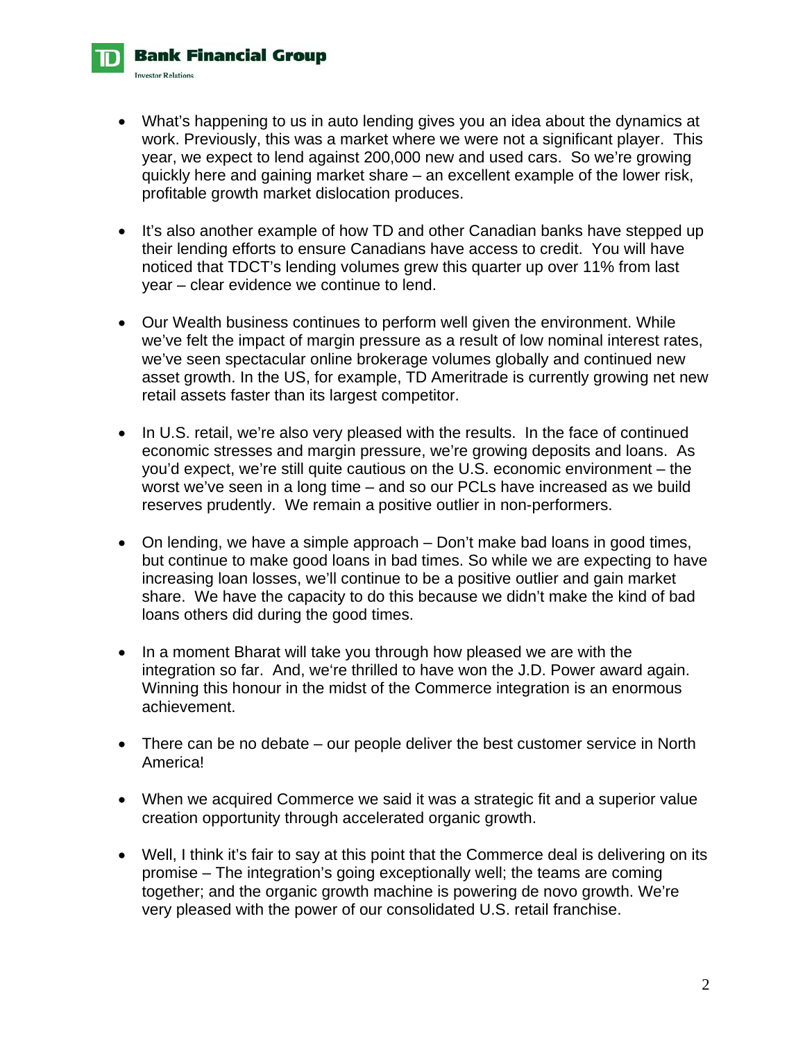- What's happening to us in auto lending gives you an idea about the dynamics at work. Previously, this was a market where we were not a significant player. This year, we expect to lend against 200,000 new and used cars. So we're growing quickly here and gaining market share – an excellent example of the lower risk, profitable growth market dislocation produces.

- It's also another example of how TD and other Canadian banks have stepped up their lending efforts to ensure Canadians have access to credit. You will have noticed that TDCT's lending volumes grew this quarter up over 11% from last year – clear evidence we continue to lend.

- Our Wealth business continues to perform well given the environment. While we've felt the impact of margin pressure as a result of low nominal interest rates, we've seen spectacular online brokerage volumes globally and continued new asset growth. In the US, for example, TD Ameritrade is currently growing net new retail assets faster than its largest competitor.

- In U.S. retail, we're also very pleased with the results. In the face of continued economic stresses and margin pressure, we're growing deposits and loans. As you'd expect, we're still quite cautious on the U.S. economic environment – the worst we've seen in a long time – and so our PCLs have increased as we build reserves prudently. We remain a positive outlier in non-performers.

- On lending, we have a simple approach – Don't make bad loans in good times, but continue to make good loans in bad times. So while we are expecting to have increasing loan losses, we'll continue to be a positive outlier and gain market share. We have the capacity to do this because we didn't make the kind of bad loans others did during the good times.

- In a moment Bharat will take you through how pleased we are with the integration so far. And, we're thrilled to have won the J.D. Power award again. Winning this honour in the midst of the Commerce integration is an enormous achievement.

- There can be no debate – our people deliver the best customer service in North America!

- When we acquired Commerce we said it was a strategic fit and a superior value creation opportunity through accelerated organic growth.

- Well, I think it's fair to say at this point that the Commerce deal is delivering on its promise – The integration's going exceptionally well; the teams are coming together; and the organic growth machine is powering de novo growth. We're very pleased with the power of our consolidated U.S. retail franchise.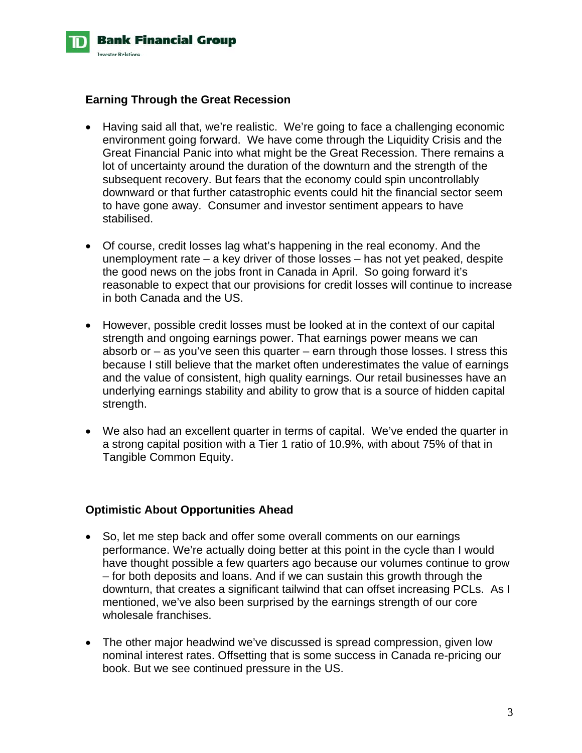## Earning Through the Great Recession

- Having said all that, we're realistic. We're going to face a challenging economic environment going forward. We have come through the Liquidity Crisis and the Great Financial Panic into what might be the Great Recession. There remains a lot of uncertainty around the duration of the downturn and the strength of the subsequent recovery. But fears that the economy could spin uncontrollably downward or that further catastrophic events could hit the financial sector seem to have gone away. Consumer and investor sentiment appears to have stabilised.

- Of course, credit losses lag what's happening in the real economy. And the unemployment rate – a key driver of those losses – has not yet peaked, despite the good news on the jobs front in Canada in April. So going forward it's reasonable to expect that our provisions for credit losses will continue to increase in both Canada and the US.

- However, possible credit losses must be looked at in the context of our capital strength and ongoing earnings power. That earnings power means we can absorb or – as you've seen this quarter – earn through those losses. I stress this because I still believe that the market often underestimates the value of earnings and the value of consistent, high quality earnings. Our retail businesses have an underlying earnings stability and ability to grow that is a source of hidden capital strength.

- We also had an excellent quarter in terms of capital. We've ended the quarter in a strong capital position with a Tier 1 ratio of 10.9%, with about 75% of that in Tangible Common Equity.

## Optimistic About Opportunities Ahead

- So, let me step back and offer some overall comments on our earnings performance. We're actually doing better at this point in the cycle than I would have thought possible a few quarters ago because our volumes continue to grow – for both deposits and loans. And if we can sustain this growth through the downturn, that creates a significant tailwind that can offset increasing PCLs. As I mentioned, we've also been surprised by the earnings strength of our core wholesale franchises.

- The other major headwind we've discussed is spread compression, given low nominal interest rates. Offsetting that is some success in Canada re-pricing our book. But we see continued pressure in the US.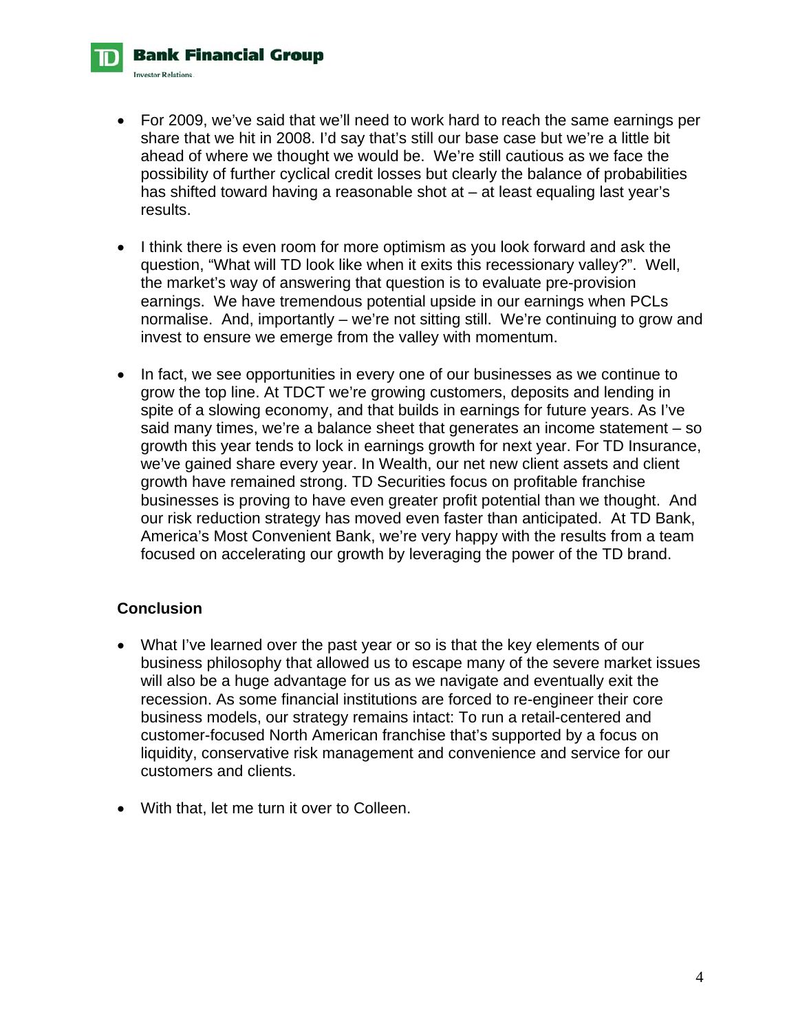- For 2009, we've said that we'll need to work hard to reach the same earnings per share that we hit in 2008. I'd say that's still our base case but we're a little bit ahead of where we thought we would be. We're still cautious as we face the possibility of further cyclical credit losses but clearly the balance of probabilities has shifted toward having a reasonable shot at – at least equaling last year's results.

- I think there is even room for more optimism as you look forward and ask the question, "What will TD look like when it exits this recessionary valley?". Well, the market's way of answering that question is to evaluate pre-provision earnings. We have tremendous potential upside in our earnings when PCLs normalise. And, importantly – we're not sitting still. We're continuing to grow and invest to ensure we emerge from the valley with momentum.

- In fact, we see opportunities in every one of our businesses as we continue to grow the top line. At TDCT we're growing customers, deposits and lending in spite of a slowing economy, and that builds in earnings for future years. As I've said many times, we're a balance sheet that generates an income statement – so growth this year tends to lock in earnings growth for next year. For TD Insurance, we've gained share every year. In Wealth, our net new client assets and client growth have remained strong. TD Securities focus on profitable franchise businesses is proving to have even greater profit potential than we thought. And our risk reduction strategy has moved even faster than anticipated. At TD Bank, America's Most Convenient Bank, we're very happy with the results from a team focused on accelerating our growth by leveraging the power of the TD brand.

**Conclusion**

- What I've learned over the past year or so is that the key elements of our business philosophy that allowed us to escape many of the severe market issues will also be a huge advantage for us as we navigate and eventually exit the recession. As some financial institutions are forced to re-engineer their core business models, our strategy remains intact: To run a retail-centered and customer-focused North American franchise that's supported by a focus on liquidity, conservative risk management and convenience and service for our customers and clients.

- With that, let me turn it over to Colleen.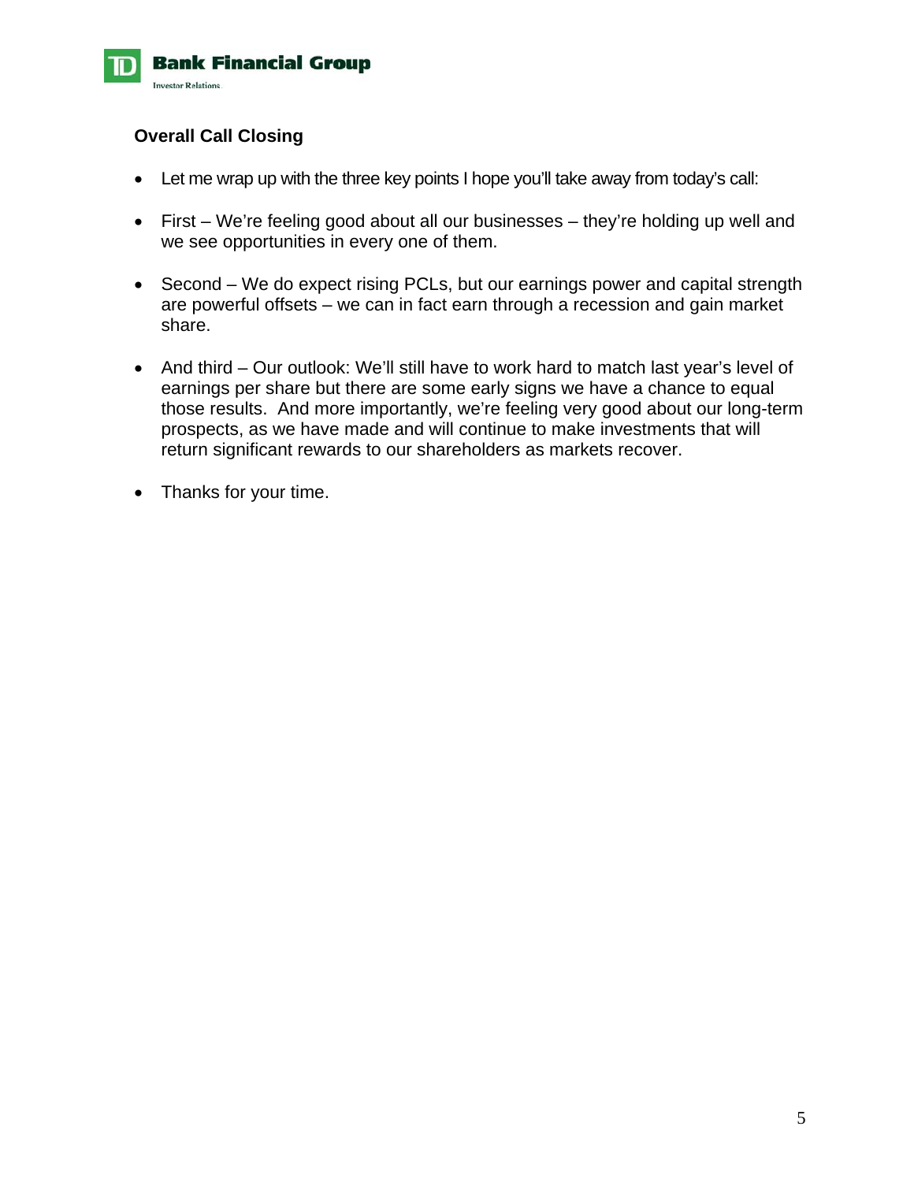## Overall Call Closing

- Let me wrap up with the three key points I hope you'll take away from today's call:
- First – We're feeling good about all our businesses – they're holding up well and we see opportunities in every one of them.
- Second – We do expect rising PCLs, but our earnings power and capital strength are powerful offsets – we can in fact earn through a recession and gain market share.
- And third – Our outlook: We'll still have to work hard to match last year's level of earnings per share but there are some early signs we have a chance to equal those results. And more importantly, we're feeling very good about our long-term prospects, as we have made and will continue to make investments that will return significant rewards to our shareholders as markets recover.
- Thanks for your time.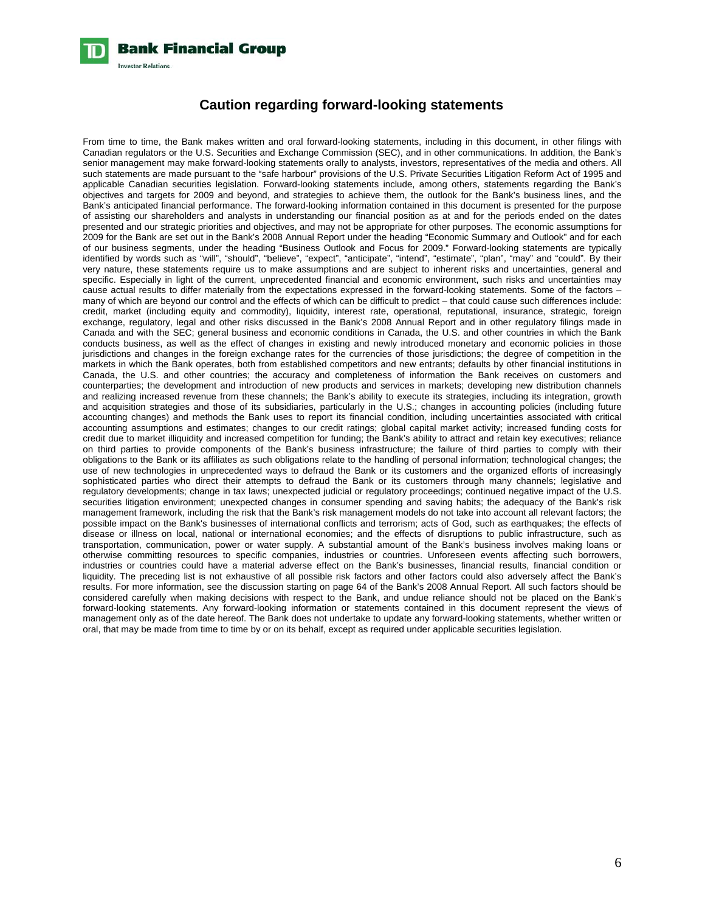# Caution regarding forward-looking statements

From time to time, the Bank makes written and oral forward-looking statements, including in this document, in other filings with Canadian regulators or the U.S. Securities and Exchange Commission (SEC), and in other communications. In addition, the Bank's senior management may make forward-looking statements orally to analysts, investors, representatives of the media and others. All such statements are made pursuant to the "safe harbour" provisions of the U.S. Private Securities Litigation Reform Act of 1995 and applicable Canadian securities legislation. Forward-looking statements include, among others, statements regarding the Bank's objectives and targets for 2009 and beyond, and strategies to achieve them, the outlook for the Bank's business lines, and the Bank's anticipated financial performance. The forward-looking information contained in this document is presented for the purpose of assisting our shareholders and analysts in understanding our financial position as at and for the periods ended on the dates presented and our strategic priorities and objectives, and may not be appropriate for other purposes. The economic assumptions for 2009 for the Bank are set out in the Bank's 2008 Annual Report under the heading "Economic Summary and Outlook" and for each of our business segments, under the heading "Business Outlook and Focus for 2009." Forward-looking statements are typically identified by words such as "will", "should", "believe", "expect", "anticipate", "intend", "estimate", "plan", "may" and "could". By their very nature, these statements require us to make assumptions and are subject to inherent risks and uncertainties, general and specific. Especially in light of the current, unprecedented financial and economic environment, such risks and uncertainties may cause actual results to differ materially from the expectations expressed in the forward-looking statements. Some of the factors – many of which are beyond our control and the effects of which can be difficult to predict – that could cause such differences include: credit, market (including equity and commodity), liquidity, interest rate, operational, reputational, insurance, strategic, foreign exchange, regulatory, legal and other risks discussed in the Bank's 2008 Annual Report and in other regulatory filings made in Canada and with the SEC; general business and economic conditions in Canada, the U.S. and other countries in which the Bank conducts business, as well as the effect of changes in existing and newly introduced monetary and economic policies in those jurisdictions and changes in the foreign exchange rates for the currencies of those jurisdictions; the degree of competition in the markets in which the Bank operates, both from established competitors and new entrants; defaults by other financial institutions in Canada, the U.S. and other countries; the accuracy and completeness of information the Bank receives on customers and counterparties; the development and introduction of new products and services in markets; developing new distribution channels and realizing increased revenue from these channels; the Bank's ability to execute its strategies, including its integration, growth and acquisition strategies and those of its subsidiaries, particularly in the U.S.; changes in accounting policies (including future accounting changes) and methods the Bank uses to report its financial condition, including uncertainties associated with critical accounting assumptions and estimates; changes to our credit ratings; global capital market activity; increased funding costs for credit due to market illiquidity and increased competition for funding; the Bank's ability to attract and retain key executives; reliance on third parties to provide components of the Bank's business infrastructure; the failure of third parties to comply with their obligations to the Bank or its affiliates as such obligations relate to the handling of personal information; technological changes; the use of new technologies in unprecedented ways to defraud the Bank or its customers and the organized efforts of increasingly sophisticated parties who direct their attempts to defraud the Bank or its customers through many channels; legislative and regulatory developments; change in tax laws; unexpected judicial or regulatory proceedings; continued negative impact of the U.S. securities litigation environment; unexpected changes in consumer spending and saving habits; the adequacy of the Bank's risk management framework, including the risk that the Bank's risk management models do not take into account all relevant factors; the possible impact on the Bank's businesses of international conflicts and terrorism; acts of God, such as earthquakes; the effects of disease or illness on local, national or international economies; and the effects of disruptions to public infrastructure, such as transportation, communication, power or water supply. A substantial amount of the Bank's business involves making loans or otherwise committing resources to specific companies, industries or countries. Unforeseen events affecting such borrowers, industries or countries could have a material adverse effect on the Bank's businesses, financial results, financial condition or liquidity. The preceding list is not exhaustive of all possible risk factors and other factors could also adversely affect the Bank's results. For more information, see the discussion starting on page 64 of the Bank's 2008 Annual Report. All such factors should be considered carefully when making decisions with respect to the Bank, and undue reliance should not be placed on the Bank's forward-looking statements. Any forward-looking information or statements contained in this document represent the views of management only as of the date hereof. The Bank does not undertake to update any forward-looking statements, whether written or oral, that may be made from time to time by or on its behalf, except as required under applicable securities legislation.